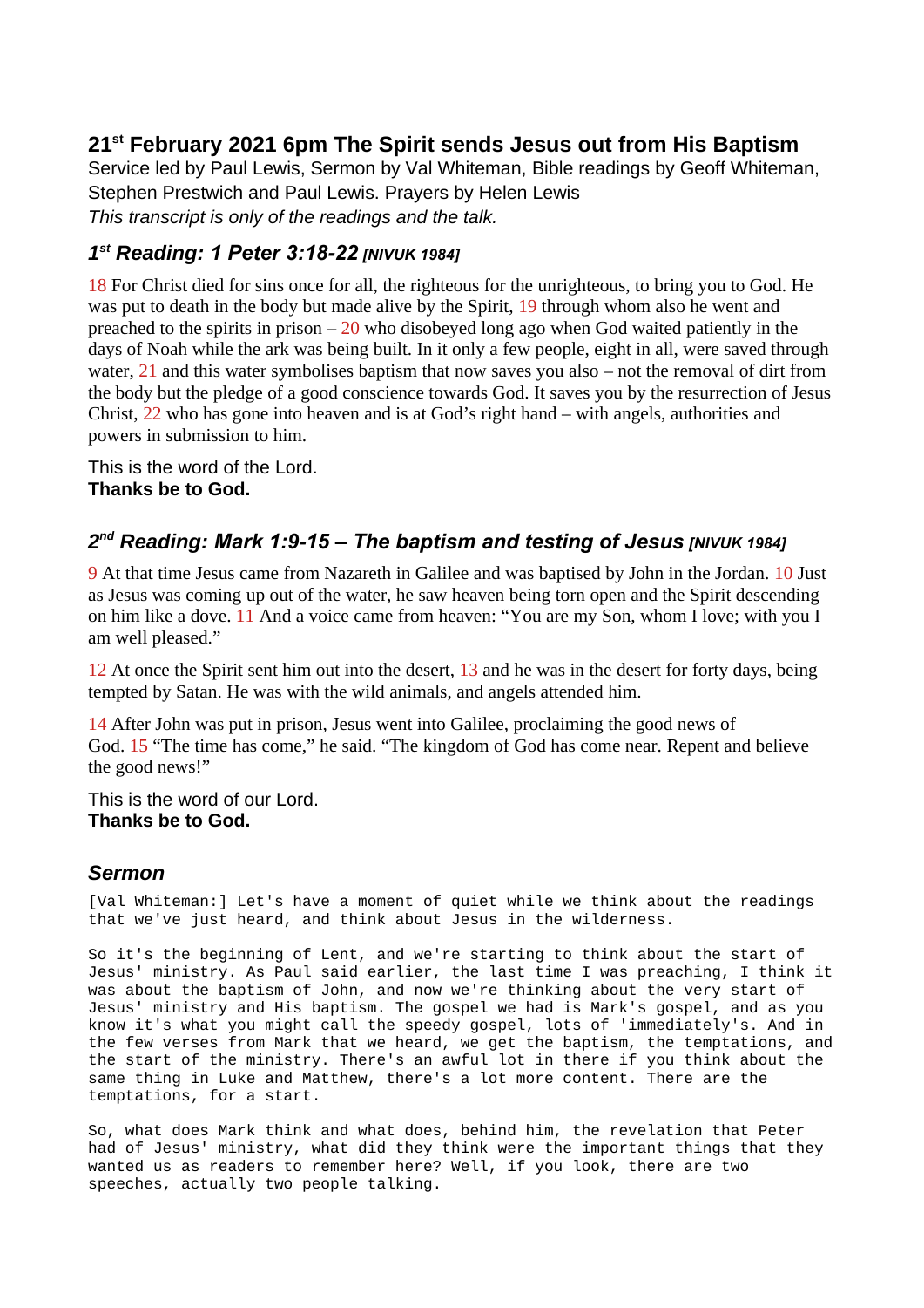## 21st February 2021 6pm The Spirit sends Jesus out from His Baptism

Service led by Paul Lewis, Sermon by Val Whiteman, Bible readings by Geoff Whiteman, Stephen Prestwich and Paul Lewis. Prayers by Helen Lewis

*This transcript is only of the readings and the talk.*

### *1st Reading: 1 Peter 3:18-22 [NIVUK 1984]*

18 For Christ died for sins once for all, the righteous for the unrighteous, to bring you to God. He was put to death in the body but made alive by the Spirit, 19 through whom also he went and preached to the spirits in prison – 20 who disobeyed long ago when God waited patiently in the days of Noah while the ark was being built. In it only a few people, eight in all, were saved through water, 21 and this water symbolises baptism that now saves you also – not the removal of dirt from the body but the pledge of a good conscience towards God. It saves you by the resurrection of Jesus Christ, 22 who has gone into heaven and is at God's right hand – with angels, authorities and powers in submission to him.

This is the word of the Lord.
**Thanks be to God.**

### *2nd Reading: Mark 1:9-15 – The baptism and testing of Jesus [NIVUK 1984]*

9 At that time Jesus came from Nazareth in Galilee and was baptised by John in the Jordan. 10 Just as Jesus was coming up out of the water, he saw heaven being torn open and the Spirit descending on him like a dove. 11 And a voice came from heaven: "You are my Son, whom I love; with you I am well pleased."

12 At once the Spirit sent him out into the desert, 13 and he was in the desert for forty days, being tempted by Satan. He was with the wild animals, and angels attended him.

14 After John was put in prison, Jesus went into Galilee, proclaiming the good news of God. 15 "The time has come," he said. "The kingdom of God has come near. Repent and believe the good news!"

This is the word of our Lord.
**Thanks be to God.**

### *Sermon*

[Val Whiteman:] Let's have a moment of quiet while we think about the readings that we've just heard, and think about Jesus in the wilderness.

So it's the beginning of Lent, and we're starting to think about the start of Jesus' ministry. As Paul said earlier, the last time I was preaching, I think it was about the baptism of John, and now we're thinking about the very start of Jesus' ministry and His baptism. The gospel we had is Mark's gospel, and as you know it's what you might call the speedy gospel, lots of 'immediately's. And in the few verses from Mark that we heard, we get the baptism, the temptations, and the start of the ministry. There's an awful lot in there if you think about the same thing in Luke and Matthew, there's a lot more content. There are the temptations, for a start.

So, what does Mark think and what does, behind him, the revelation that Peter had of Jesus' ministry, what did they think were the important things that they wanted us as readers to remember here? Well, if you look, there are two speeches, actually two people talking.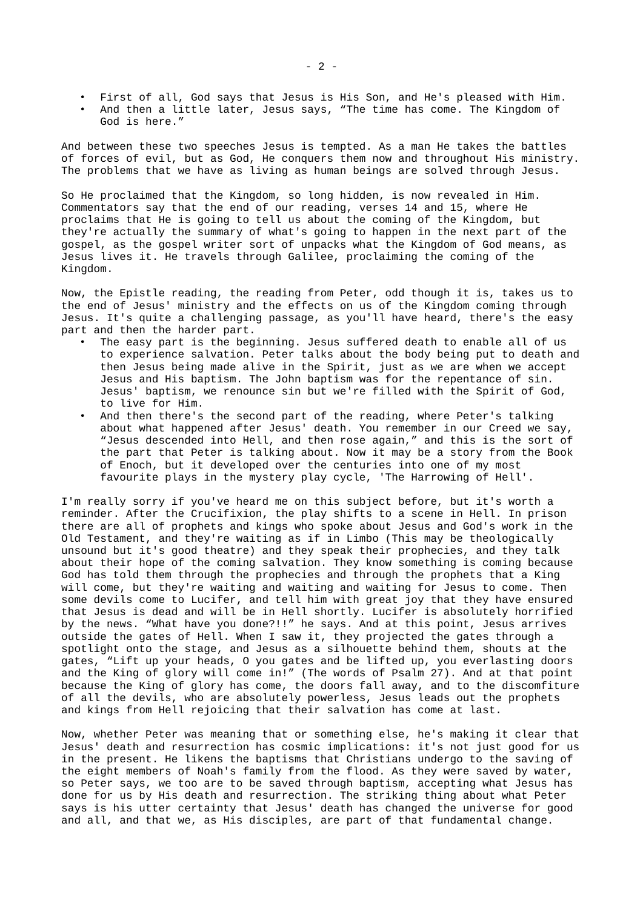- First of all, God says that Jesus is His Son, and He's pleased with Him.
- And then a little later, Jesus says, "The time has come. The Kingdom of God is here."

And between these two speeches Jesus is tempted. As a man He takes the battles of forces of evil, but as God, He conquers them now and throughout His ministry. The problems that we have as living as human beings are solved through Jesus.

So He proclaimed that the Kingdom, so long hidden, is now revealed in Him. Commentators say that the end of our reading, verses 14 and 15, where He proclaims that He is going to tell us about the coming of the Kingdom, but they're actually the summary of what's going to happen in the next part of the gospel, as the gospel writer sort of unpacks what the Kingdom of God means, as Jesus lives it. He travels through Galilee, proclaiming the coming of the Kingdom.

Now, the Epistle reading, the reading from Peter, odd though it is, takes us to the end of Jesus' ministry and the effects on us of the Kingdom coming through Jesus. It's quite a challenging passage, as you'll have heard, there's the easy part and then the harder part.

- The easy part is the beginning. Jesus suffered death to enable all of us to experience salvation. Peter talks about the body being put to death and then Jesus being made alive in the Spirit, just as we are when we accept Jesus and His baptism. The John baptism was for the repentance of sin. Jesus' baptism, we renounce sin but we're filled with the Spirit of God, to live for Him.
- And then there's the second part of the reading, where Peter's talking about what happened after Jesus' death. You remember in our Creed we say, "Jesus descended into Hell, and then rose again," and this is the sort of the part that Peter is talking about. Now it may be a story from the Book of Enoch, but it developed over the centuries into one of my most favourite plays in the mystery play cycle, 'The Harrowing of Hell'.

I'm really sorry if you've heard me on this subject before, but it's worth a reminder. After the Crucifixion, the play shifts to a scene in Hell. In prison there are all of prophets and kings who spoke about Jesus and God's work in the Old Testament, and they're waiting as if in Limbo (This may be theologically unsound but it's good theatre) and they speak their prophecies, and they talk about their hope of the coming salvation. They know something is coming because God has told them through the prophecies and through the prophets that a King will come, but they're waiting and waiting and waiting for Jesus to come. Then some devils come to Lucifer, and tell him with great joy that they have ensured that Jesus is dead and will be in Hell shortly. Lucifer is absolutely horrified by the news. "What have you done?!!" he says. And at this point, Jesus arrives outside the gates of Hell. When I saw it, they projected the gates through a spotlight onto the stage, and Jesus as a silhouette behind them, shouts at the gates, "Lift up your heads, O you gates and be lifted up, you everlasting doors and the King of glory will come in!" (The words of Psalm 27). And at that point because the King of glory has come, the doors fall away, and to the discomfiture of all the devils, who are absolutely powerless, Jesus leads out the prophets and kings from Hell rejoicing that their salvation has come at last.

Now, whether Peter was meaning that or something else, he's making it clear that Jesus' death and resurrection has cosmic implications: it's not just good for us in the present. He likens the baptisms that Christians undergo to the saving of the eight members of Noah's family from the flood. As they were saved by water, so Peter says, we too are to be saved through baptism, accepting what Jesus has done for us by His death and resurrection. The striking thing about what Peter says is his utter certainty that Jesus' death has changed the universe for good and all, and that we, as His disciples, are part of that fundamental change.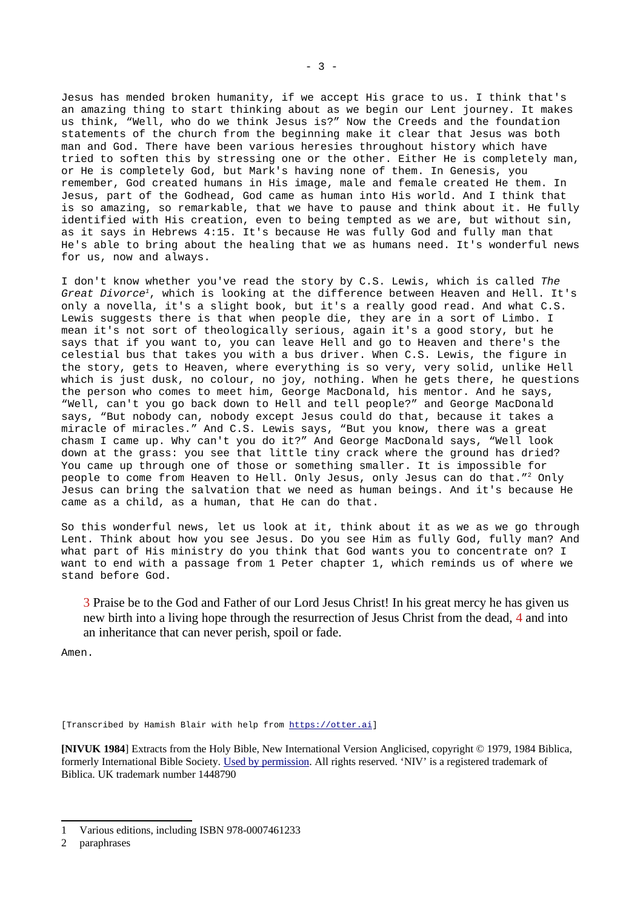Jesus has mended broken humanity, if we accept His grace to us. I think that's an amazing thing to start thinking about as we begin our Lent journey. It makes us think, "Well, who do we think Jesus is?" Now the Creeds and the foundation statements of the church from the beginning make it clear that Jesus was both man and God. There have been various heresies throughout history which have tried to soften this by stressing one or the other. Either He is completely man, or He is completely God, but Mark's having none of them. In Genesis, you remember, God created humans in His image, male and female created He them. In Jesus, part of the Godhead, God came as human into His world. And I think that is so amazing, so remarkable, that we have to pause and think about it. He fully identified with His creation, even to being tempted as we are, but without sin, as it says in Hebrews 4:15. It's because He was fully God and fully man that He's able to bring about the healing that we as humans need. It's wonderful news for us, now and always.

I don't know whether you've read the story by C.S. Lewis, which is called *The Great Divorce*[1], which is looking at the difference between Heaven and Hell. It's only a novella, it's a slight book, but it's a really good read. And what C.S. Lewis suggests there is that when people die, they are in a sort of Limbo. I mean it's not sort of theologically serious, again it's a good story, but he says that if you want to, you can leave Hell and go to Heaven and there's the celestial bus that takes you with a bus driver. When C.S. Lewis, the figure in the story, gets to Heaven, where everything is so very, very solid, unlike Hell which is just dusk, no colour, no joy, nothing. When he gets there, he questions the person who comes to meet him, George MacDonald, his mentor. And he says, "Well, can't you go back down to Hell and tell people?" and George MacDonald says, "But nobody can, nobody except Jesus could do that, because it takes a miracle of miracles." And C.S. Lewis says, "But you know, there was a great chasm I came up. Why can't you do it?" And George MacDonald says, "Well look down at the grass: you see that little tiny crack where the ground has dried? You came up through one of those or something smaller. It is impossible for people to come from Heaven to Hell. Only Jesus, only Jesus can do that."[2] Only Jesus can bring the salvation that we need as human beings. And it's because He came as a child, as a human, that He can do that.

So this wonderful news, let us look at it, think about it as we as we go through Lent. Think about how you see Jesus. Do you see Him as fully God, fully man? And what part of His ministry do you think that God wants you to concentrate on? I want to end with a passage from 1 Peter chapter 1, which reminds us of where we stand before God.

> 3 Praise be to the God and Father of our Lord Jesus Christ! In his great mercy he has given us new birth into a living hope through the resurrection of Jesus Christ from the dead, 4 and into an inheritance that can never perish, spoil or fade.

Amen.

[Transcribed by Hamish Blair with help from https://otter.ai]

**[NIVUK 1984**] Extracts from the Holy Bible, New International Version Anglicised, copyright © 1979, 1984 Biblica, formerly International Bible Society. Used by permission. All rights reserved. 'NIV' is a registered trademark of Biblica. UK trademark number 1448790

1 Various editions, including ISBN 978-0007461233

2 paraphrases